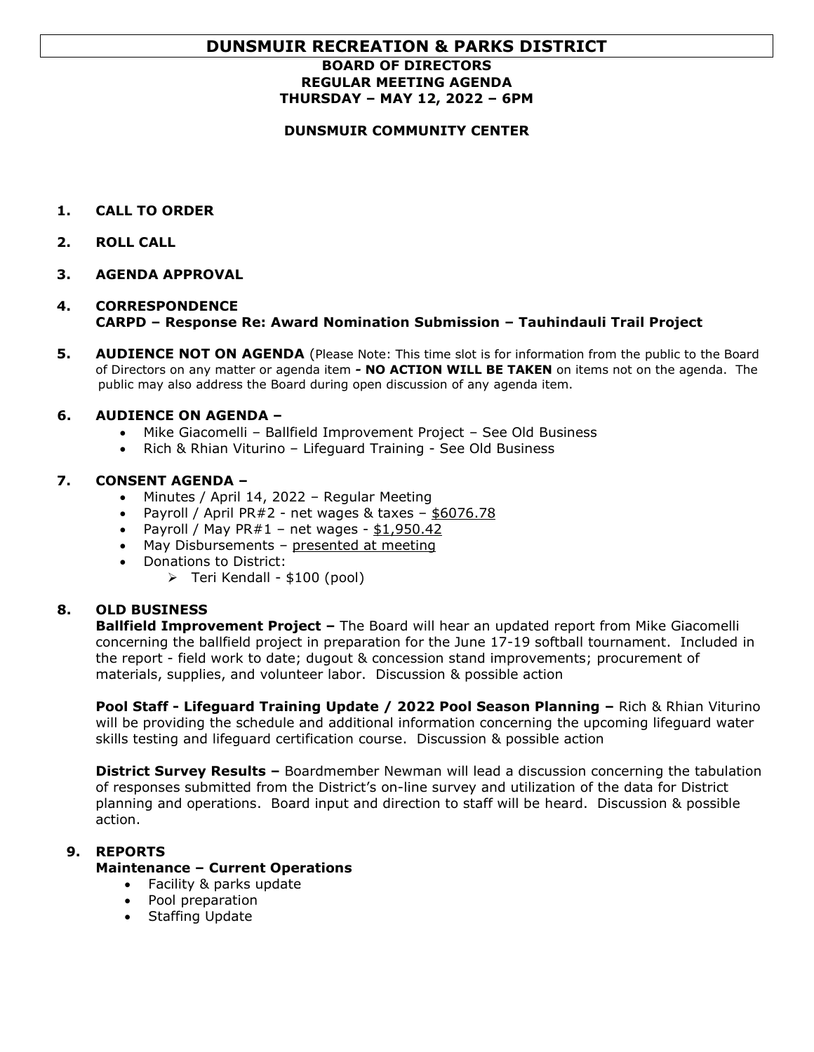# DUNSMUIR RECREATION & PARKS DISTRICT

**BOARD OF DIRECTORS**
**REGULAR MEETING AGENDA**
**THURSDAY – MAY 12, 2022 – 6PM**

**DUNSMUIR COMMUNITY CENTER**

1. **CALL TO ORDER**

2. **ROLL CALL**

3. **AGENDA APPROVAL**

4. **CORRESPONDENCE**
   **CARPD – Response Re: Award Nomination Submission – Tauhindauli Trail Project**

5. **AUDIENCE NOT ON AGENDA** (Please Note: This time slot is for information from the public to the Board of Directors on any matter or agenda item **- NO ACTION WILL BE TAKEN** on items not on the agenda. The public may also address the Board during open discussion of any agenda item.

6. **AUDIENCE ON AGENDA –**
   - Mike Giacomelli – Ballfield Improvement Project – See Old Business
   - Rich & Rhian Viturino – Lifeguard Training - See Old Business

7. **CONSENT AGENDA –**
   - Minutes / April 14, 2022 – Regular Meeting
   - Payroll / April PR#2 - net wages & taxes – $6076.78
   - Payroll / May PR#1 – net wages - $1,950.42
   - May Disbursements – presented at meeting
   - Donations to District:
     - Teri Kendall - $100 (pool)

8. **OLD BUSINESS**

   **Ballfield Improvement Project –** The Board will hear an updated report from Mike Giacomelli concerning the ballfield project in preparation for the June 17-19 softball tournament. Included in the report - field work to date; dugout & concession stand improvements; procurement of materials, supplies, and volunteer labor. Discussion & possible action

   **Pool Staff - Lifeguard Training Update / 2022 Pool Season Planning –** Rich & Rhian Viturino will be providing the schedule and additional information concerning the upcoming lifeguard water skills testing and lifeguard certification course. Discussion & possible action

   **District Survey Results –** Boardmember Newman will lead a discussion concerning the tabulation of responses submitted from the District's on-line survey and utilization of the data for District planning and operations. Board input and direction to staff will be heard. Discussion & possible action.

9. **REPORTS**

   **Maintenance – Current Operations**
   - Facility & parks update
   - Pool preparation
   - Staffing Update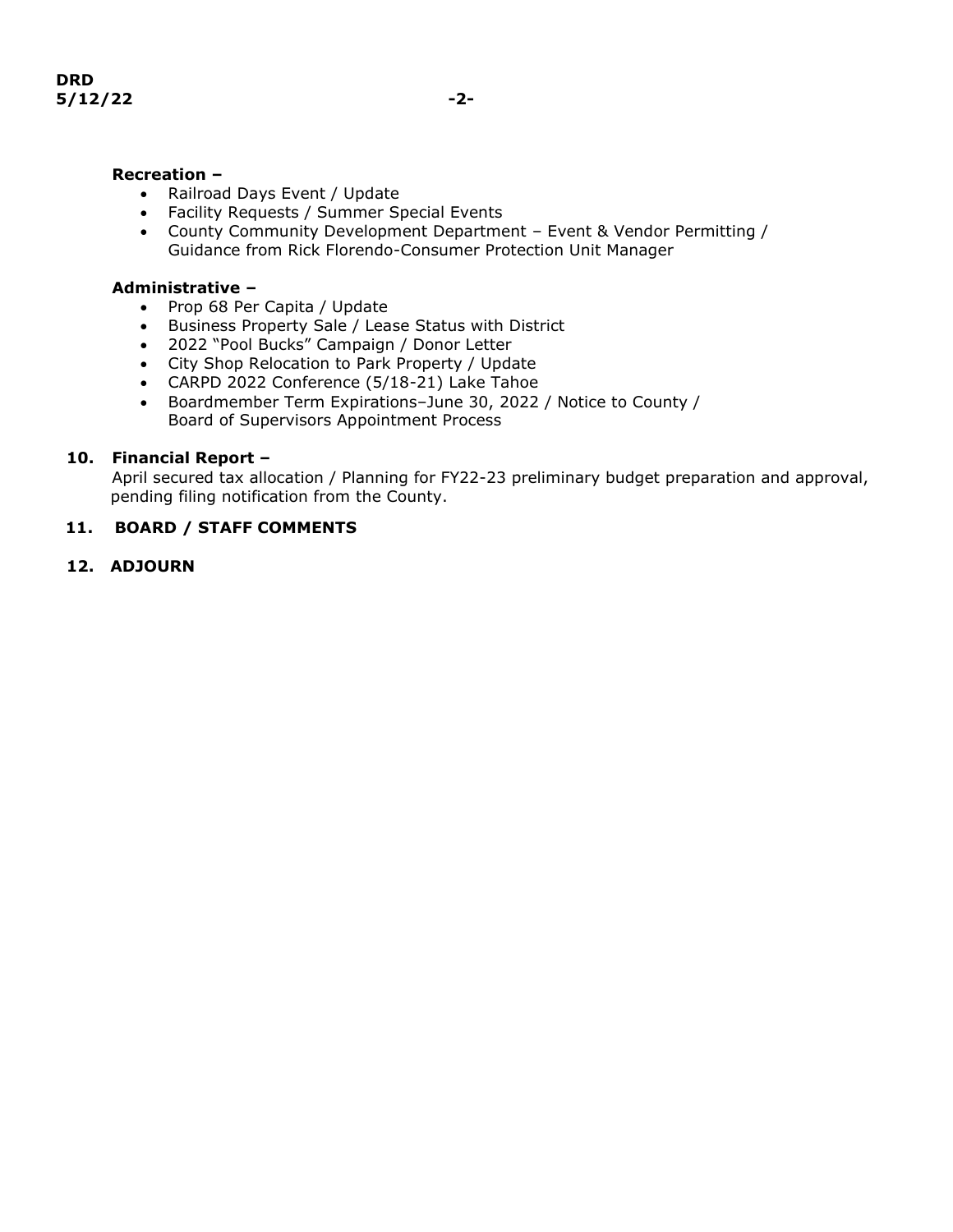**Recreation –**

- Railroad Days Event / Update
- Facility Requests / Summer Special Events
- County Community Development Department – Event & Vendor Permitting / Guidance from Rick Florendo-Consumer Protection Unit Manager

**Administrative –**

- Prop 68 Per Capita / Update
- Business Property Sale / Lease Status with District
- 2022 "Pool Bucks" Campaign / Donor Letter
- City Shop Relocation to Park Property / Update
- CARPD 2022 Conference (5/18-21) Lake Tahoe
- Boardmember Term Expirations–June 30, 2022 / Notice to County / Board of Supervisors Appointment Process

**10. Financial Report –**

April secured tax allocation / Planning for FY22-23 preliminary budget preparation and approval, pending filing notification from the County.

**11. BOARD / STAFF COMMENTS**

**12. ADJOURN**